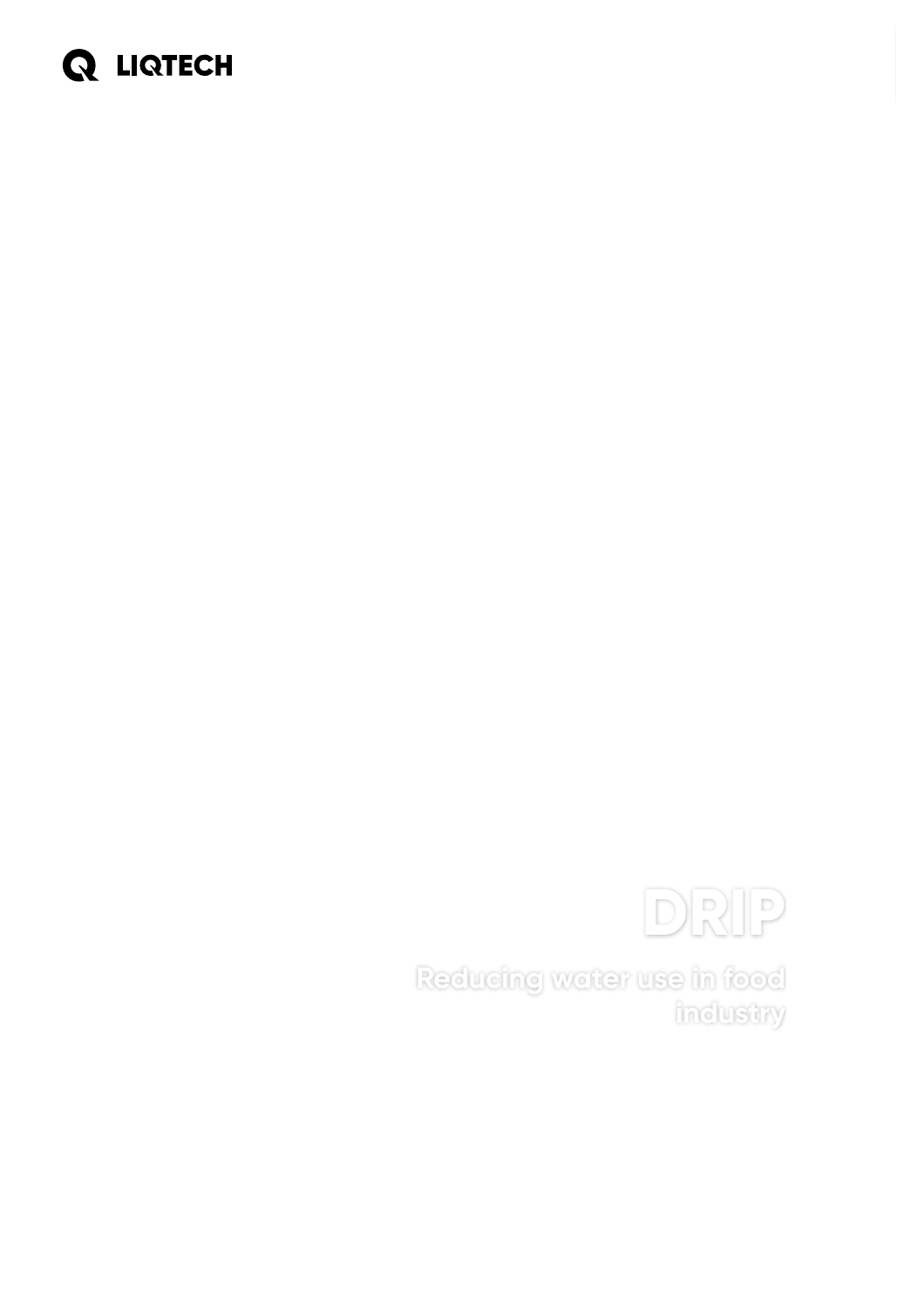LIQTECH

# DRIP

## Reducing water use in food industry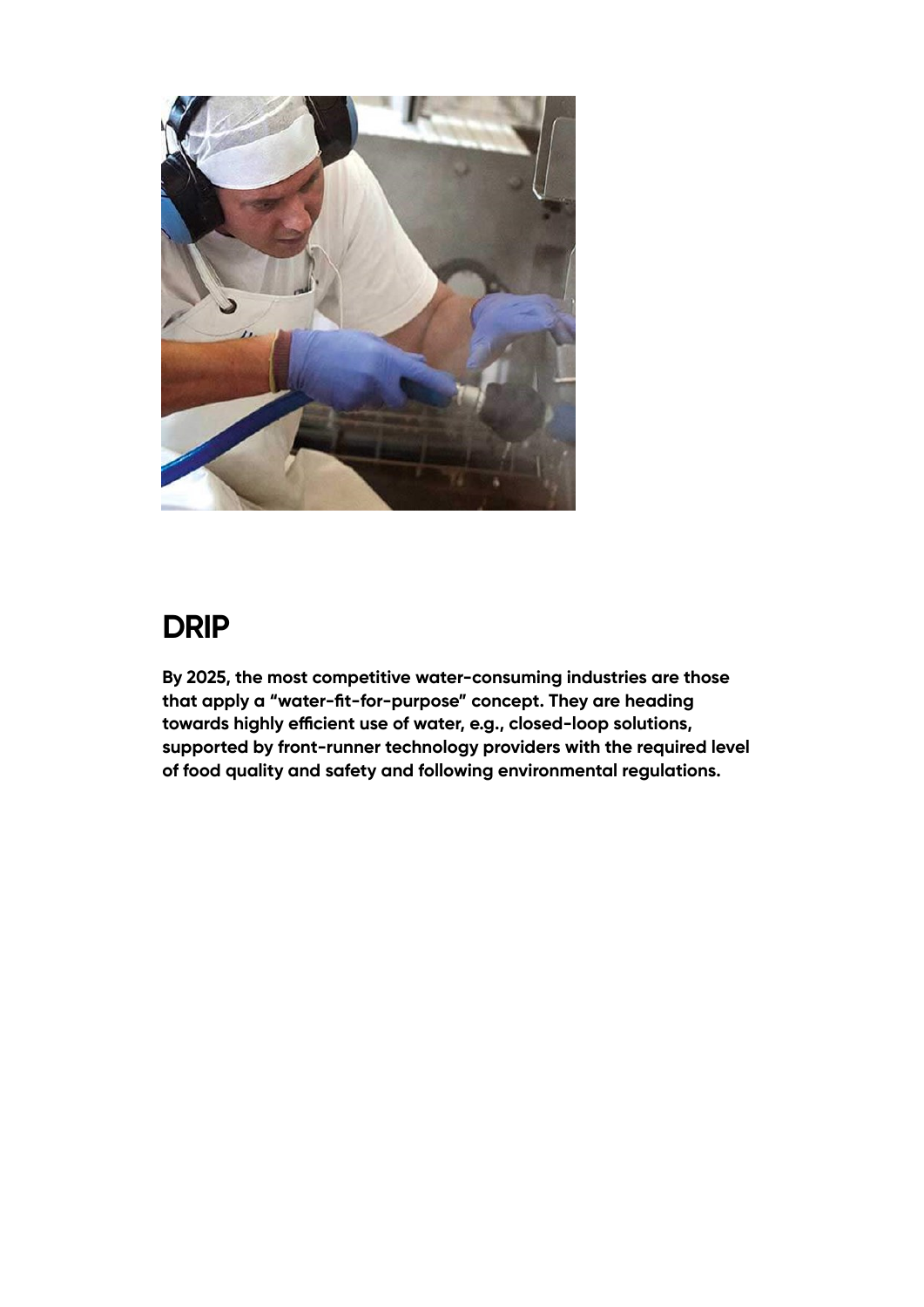# DRIP

**By 2025, the most competitive water-consuming industries are those that apply a “water-fit-for-purpose” concept. They are heading towards highly efficient use of water, e.g., closed-loop solutions, supported by front-runner technology providers with the required level of food quality and safety and following environmental regulations.**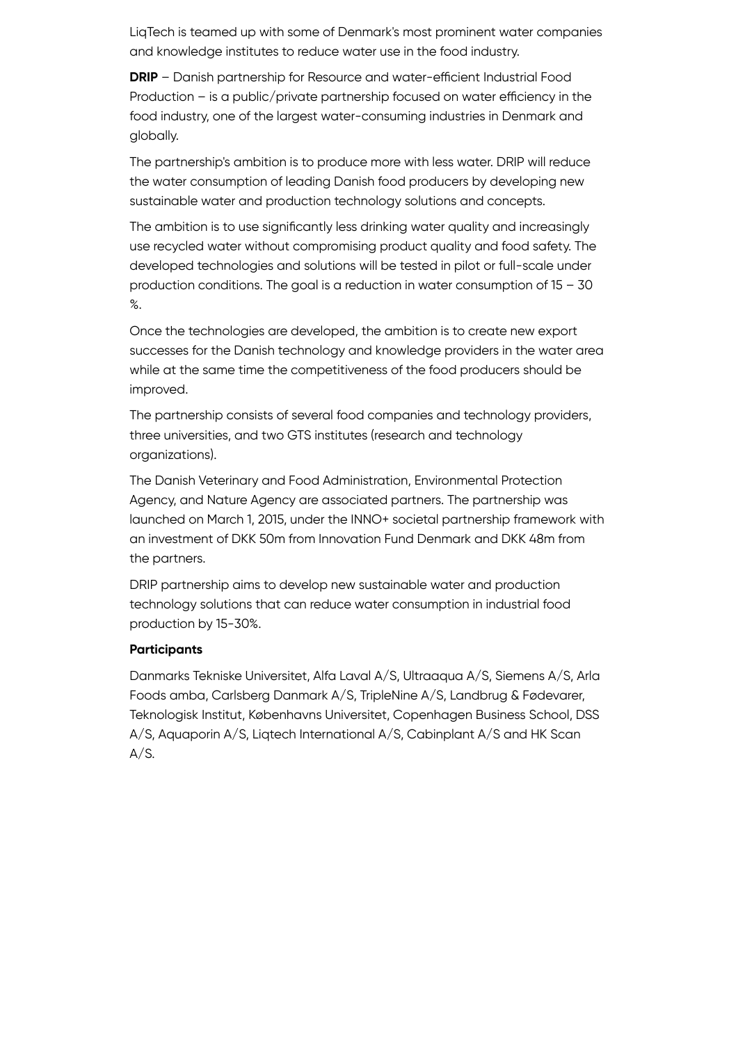LiqTech is teamed up with some of Denmark's most prominent water companies and knowledge institutes to reduce water use in the food industry.

**DRIP** – Danish partnership for Resource and water-efficient Industrial Food Production – is a public/private partnership focused on water efficiency in the food industry, one of the largest water-consuming industries in Denmark and globally.

The partnership's ambition is to produce more with less water. DRIP will reduce the water consumption of leading Danish food producers by developing new sustainable water and production technology solutions and concepts.

The ambition is to use significantly less drinking water quality and increasingly use recycled water without compromising product quality and food safety. The developed technologies and solutions will be tested in pilot or full-scale under production conditions. The goal is a reduction in water consumption of 15 – 30 %.

Once the technologies are developed, the ambition is to create new export successes for the Danish technology and knowledge providers in the water area while at the same time the competitiveness of the food producers should be improved.

The partnership consists of several food companies and technology providers, three universities, and two GTS institutes (research and technology organizations).

The Danish Veterinary and Food Administration, Environmental Protection Agency, and Nature Agency are associated partners. The partnership was launched on March 1, 2015, under the INNO+ societal partnership framework with an investment of DKK 50m from Innovation Fund Denmark and DKK 48m from the partners.

DRIP partnership aims to develop new sustainable water and production technology solutions that can reduce water consumption in industrial food production by 15-30%.

**Participants**

Danmarks Tekniske Universitet, Alfa Laval A/S, Ultraaqua A/S, Siemens A/S, Arla Foods amba, Carlsberg Danmark A/S, TripleNine A/S, Landbrug & Fødevarer, Teknologisk Institut, Københavns Universitet, Copenhagen Business School, DSS A/S, Aquaporin A/S, Liqtech International A/S, Cabinplant A/S and HK Scan A/S.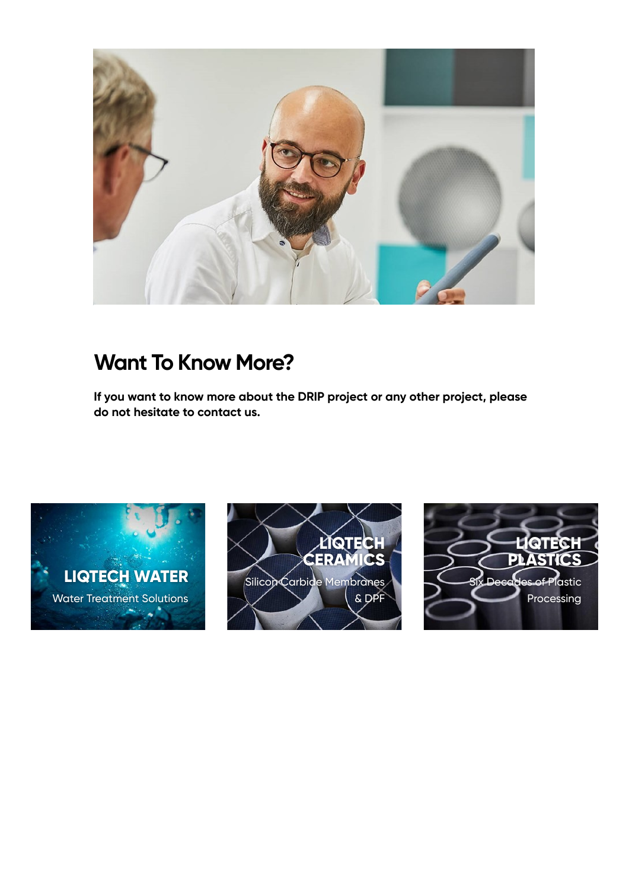## Want To Know More?

**If you want to know more about the DRIP project or any other project, please do not hesitate to contact us.**

**LIQTECH WATER**

Water Treatment Solutions

**LIQTECH CERAMICS**

Silicon Carbide Membranes & DPF

**LIQTECH PLASTICS**

Six Decades of Plastic Processing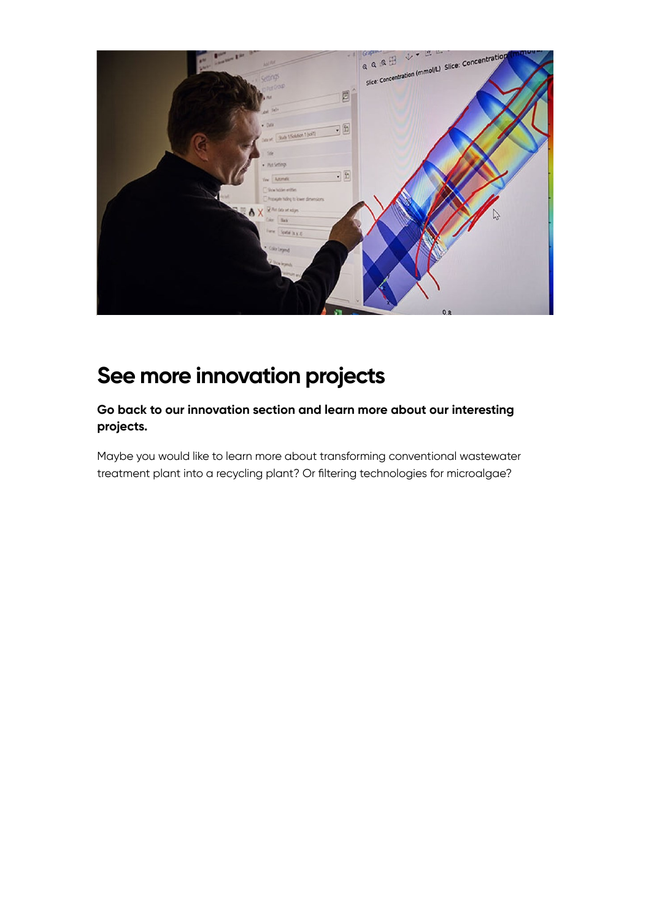# See more innovation projects

**Go back to our innovation section and learn more about our interesting projects.**

Maybe you would like to learn more about transforming conventional wastewater treatment plant into a recycling plant? Or filtering technologies for microalgae?